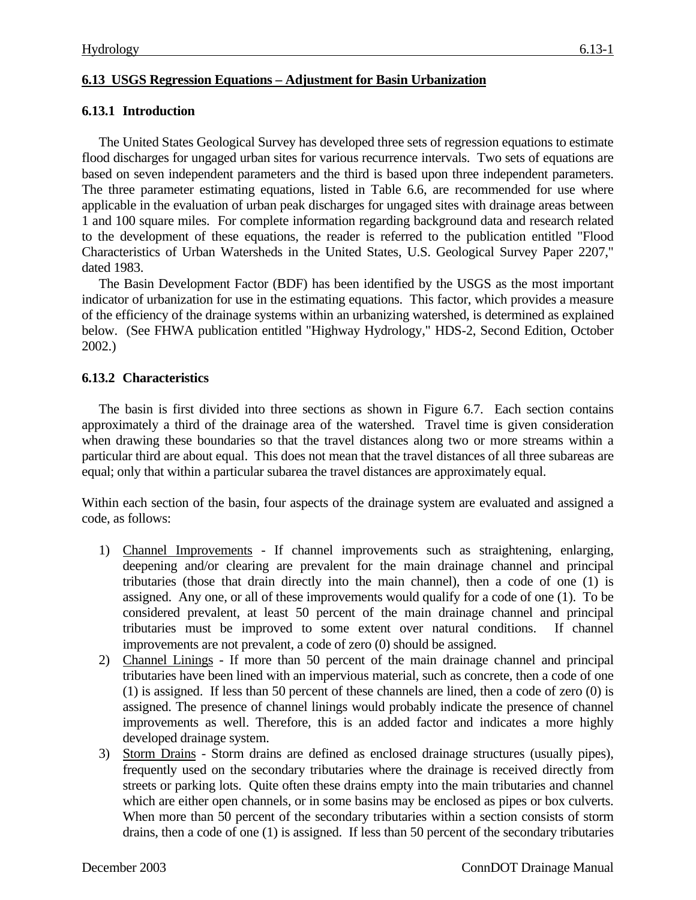## 6.13 USGS Regression Equations – Adjustment for Basin Urbanization

### 6.13.1 Introduction

The United States Geological Survey has developed three sets of regression equations to estimate flood discharges for ungaged urban sites for various recurrence intervals. Two sets of equations are based on seven independent parameters and the third is based upon three independent parameters. The three parameter estimating equations, listed in Table 6.6, are recommended for use where applicable in the evaluation of urban peak discharges for ungaged sites with drainage areas between 1 and 100 square miles. For complete information regarding background data and research related to the development of these equations, the reader is referred to the publication entitled "Flood Characteristics of Urban Watersheds in the United States, U.S. Geological Survey Paper 2207," dated 1983.

The Basin Development Factor (BDF) has been identified by the USGS as the most important indicator of urbanization for use in the estimating equations. This factor, which provides a measure of the efficiency of the drainage systems within an urbanizing watershed, is determined as explained below. (See FHWA publication entitled "Highway Hydrology," HDS-2, Second Edition, October 2002.)

### 6.13.2 Characteristics

The basin is first divided into three sections as shown in Figure 6.7. Each section contains approximately a third of the drainage area of the watershed. Travel time is given consideration when drawing these boundaries so that the travel distances along two or more streams within a particular third are about equal. This does not mean that the travel distances of all three subareas are equal; only that within a particular subarea the travel distances are approximately equal.

Within each section of the basin, four aspects of the drainage system are evaluated and assigned a code, as follows:

1) Channel Improvements - If channel improvements such as straightening, enlarging, deepening and/or clearing are prevalent for the main drainage channel and principal tributaries (those that drain directly into the main channel), then a code of one (1) is assigned. Any one, or all of these improvements would qualify for a code of one (1). To be considered prevalent, at least 50 percent of the main drainage channel and principal tributaries must be improved to some extent over natural conditions. If channel improvements are not prevalent, a code of zero (0) should be assigned.
2) Channel Linings - If more than 50 percent of the main drainage channel and principal tributaries have been lined with an impervious material, such as concrete, then a code of one (1) is assigned. If less than 50 percent of these channels are lined, then a code of zero (0) is assigned. The presence of channel linings would probably indicate the presence of channel improvements as well. Therefore, this is an added factor and indicates a more highly developed drainage system.
3) Storm Drains - Storm drains are defined as enclosed drainage structures (usually pipes), frequently used on the secondary tributaries where the drainage is received directly from streets or parking lots. Quite often these drains empty into the main tributaries and channel which are either open channels, or in some basins may be enclosed as pipes or box culverts. When more than 50 percent of the secondary tributaries within a section consists of storm drains, then a code of one (1) is assigned. If less than 50 percent of the secondary tributaries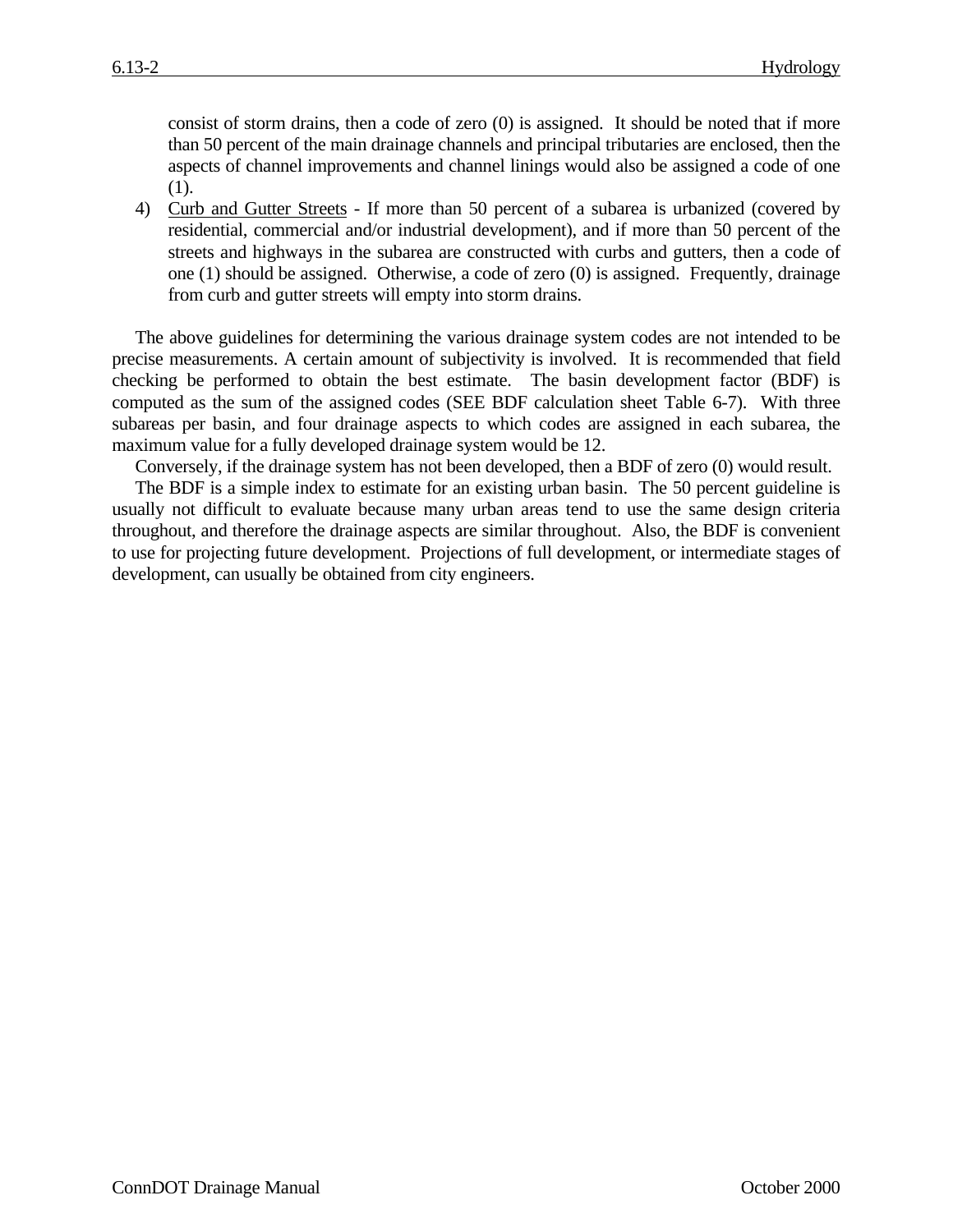consist of storm drains, then a code of zero (0) is assigned. It should be noted that if more than 50 percent of the main drainage channels and principal tributaries are enclosed, then the aspects of channel improvements and channel linings would also be assigned a code of one (1).

4) Curb and Gutter Streets - If more than 50 percent of a subarea is urbanized (covered by residential, commercial and/or industrial development), and if more than 50 percent of the streets and highways in the subarea are constructed with curbs and gutters, then a code of one (1) should be assigned. Otherwise, a code of zero (0) is assigned. Frequently, drainage from curb and gutter streets will empty into storm drains.

The above guidelines for determining the various drainage system codes are not intended to be precise measurements. A certain amount of subjectivity is involved. It is recommended that field checking be performed to obtain the best estimate. The basin development factor (BDF) is computed as the sum of the assigned codes (SEE BDF calculation sheet Table 6-7). With three subareas per basin, and four drainage aspects to which codes are assigned in each subarea, the maximum value for a fully developed drainage system would be 12.

Conversely, if the drainage system has not been developed, then a BDF of zero (0) would result.

The BDF is a simple index to estimate for an existing urban basin. The 50 percent guideline is usually not difficult to evaluate because many urban areas tend to use the same design criteria throughout, and therefore the drainage aspects are similar throughout. Also, the BDF is convenient to use for projecting future development. Projections of full development, or intermediate stages of development, can usually be obtained from city engineers.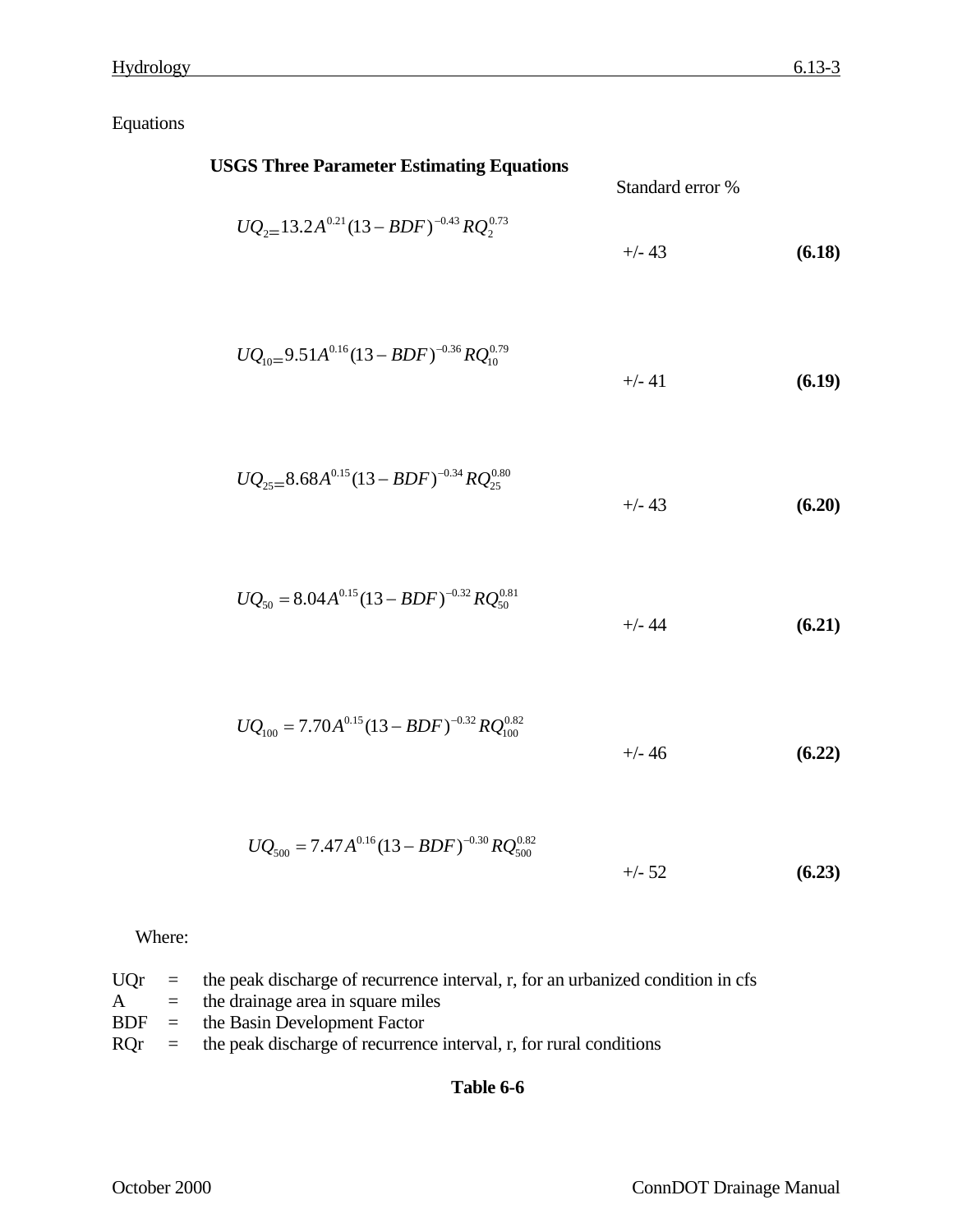Equations

**USGS Three Parameter Estimating Equations**

| Equation | Standard error % | |
|---|---|---|
| $UQ_{2}=13.2A^{0.21}(13-BDF)^{-0.43}RQ_{2}^{0.73}$ | +/- 43 | **(6.18)** |
| $UQ_{10}=9.51A^{0.16}(13-BDF)^{-0.36}RQ_{10}^{0.79}$ | +/- 41 | **(6.19)** |
| $UQ_{25}=8.68A^{0.15}(13-BDF)^{-0.34}RQ_{25}^{0.80}$ | +/- 43 | **(6.20)** |
| $UQ_{50}=8.04A^{0.15}(13-BDF)^{-0.32}RQ_{50}^{0.81}$ | +/- 44 | **(6.21)** |
| $UQ_{100}=7.70A^{0.15}(13-BDF)^{-0.32}RQ_{100}^{0.82}$ | +/- 46 | **(6.22)** |
| $UQ_{500}=7.47A^{0.16}(13-BDF)^{-0.30}RQ_{500}^{0.82}$ | +/- 52 | **(6.23)** |

Where:

- UQr = the peak discharge of recurrence interval, r, for an urbanized condition in cfs
- A = the drainage area in square miles
- BDF = the Basin Development Factor
- RQr = the peak discharge of recurrence interval, r, for rural conditions

**Table 6-6**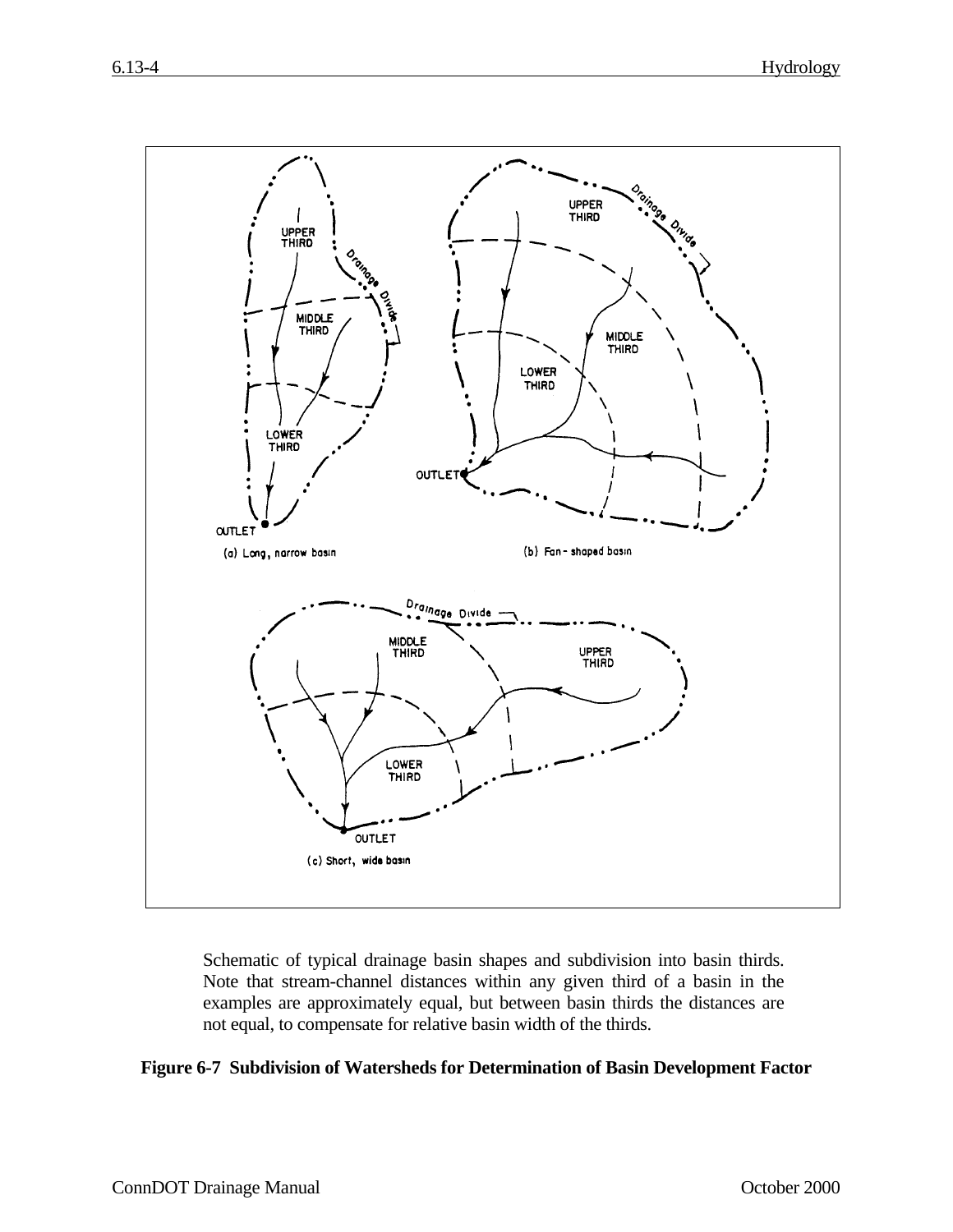Schematic of typical drainage basin shapes and subdivision into basin thirds. Note that stream-channel distances within any given third of a basin in the examples are approximately equal, but between basin thirds the distances are not equal, to compensate for relative basin width of the thirds.

**Figure 6-7 Subdivision of Watersheds for Determination of Basin Development Factor**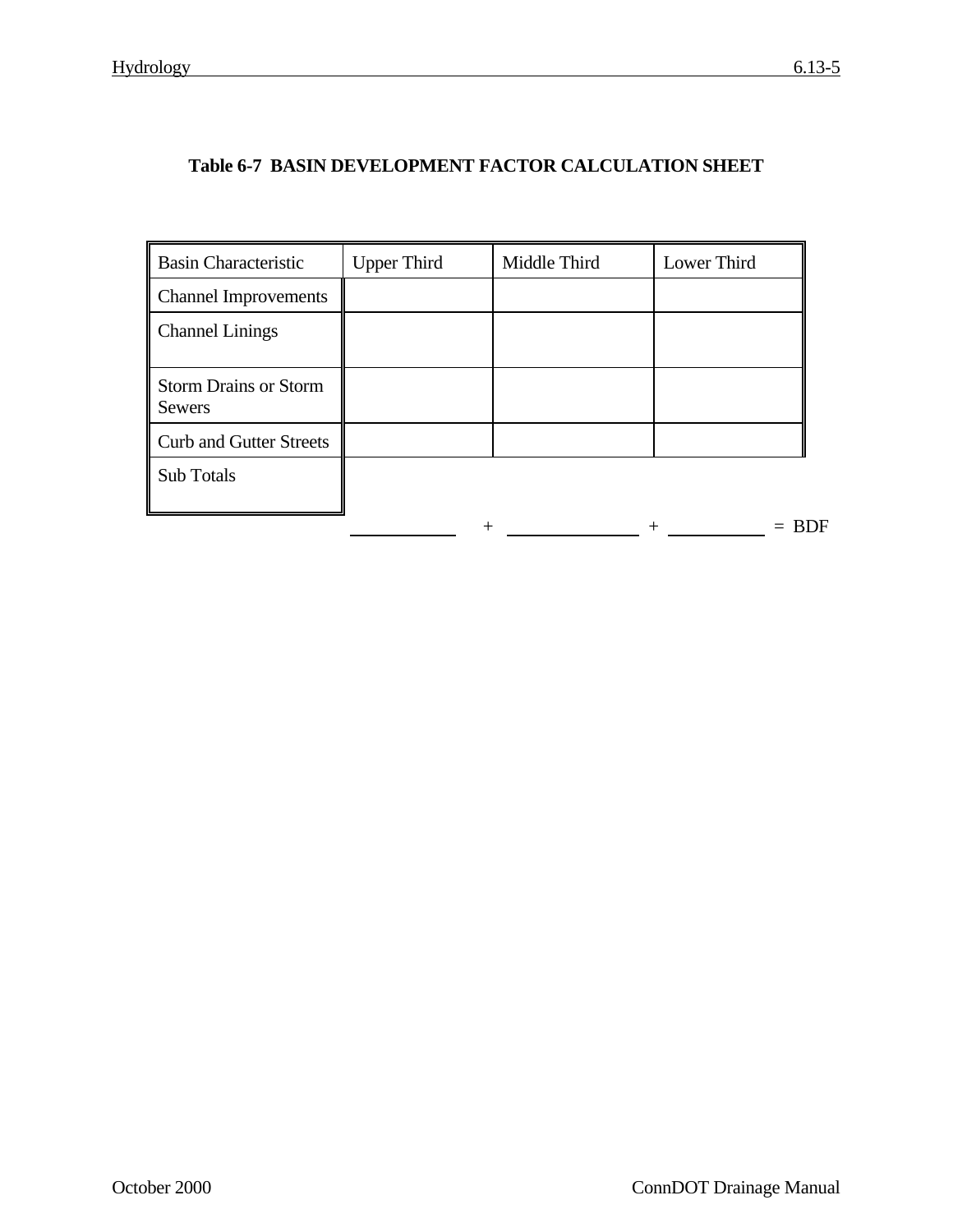**Table 6-7 BASIN DEVELOPMENT FACTOR CALCULATION SHEET**

| Basin Characteristic | Upper Third | Middle Third | Lower Third |
|---|---|---|---|
| Channel Improvements | | | |
| Channel Linings | | | |
| Storm Drains or Storm Sewers | | | |
| Curb and Gutter Streets | | | |
| Sub Totals | | | |

\_\_\_\_\_\_\_\_\_\_ + \_\_\_\_\_\_\_\_\_\_ + \_\_\_\_\_\_\_\_\_\_ = BDF